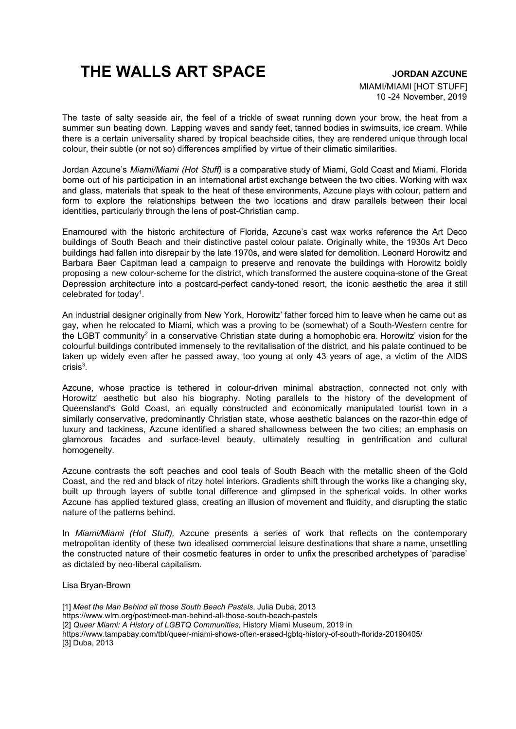# THE WALLS ART SPACE

**JORDAN AZCUNE**

MIAMI/MIAMI [HOT STUFF]
10 -24 November, 2019

The taste of salty seaside air, the feel of a trickle of sweat running down your brow, the heat from a summer sun beating down. Lapping waves and sandy feet, tanned bodies in swimsuits, ice cream. While there is a certain universality shared by tropical beachside cities, they are rendered unique through local colour, their subtle (or not so) differences amplified by virtue of their climatic similarities.

Jordan Azcune's *Miami/Miami (Hot Stuff)* is a comparative study of Miami, Gold Coast and Miami, Florida borne out of his participation in an international artist exchange between the two cities. Working with wax and glass, materials that speak to the heat of these environments, Azcune plays with colour, pattern and form to explore the relationships between the two locations and draw parallels between their local identities, particularly through the lens of post-Christian camp.

Enamoured with the historic architecture of Florida, Azcune's cast wax works reference the Art Deco buildings of South Beach and their distinctive pastel colour palate. Originally white, the 1930s Art Deco buildings had fallen into disrepair by the late 1970s, and were slated for demolition. Leonard Horowitz and Barbara Baer Capitman lead a campaign to preserve and renovate the buildings with Horowitz boldly proposing a new colour-scheme for the district, which transformed the austere coquina-stone of the Great Depression architecture into a postcard-perfect candy-toned resort, the iconic aesthetic the area it still celebrated for today[1].

An industrial designer originally from New York, Horowitz' father forced him to leave when he came out as gay, when he relocated to Miami, which was a proving to be (somewhat) of a South-Western centre for the LGBT community[2] in a conservative Christian state during a homophobic era. Horowitz' vision for the colourful buildings contributed immensely to the revitalisation of the district, and his palate continued to be taken up widely even after he passed away, too young at only 43 years of age, a victim of the AIDS crisis[3].

Azcune, whose practice is tethered in colour-driven minimal abstraction, connected not only with Horowitz' aesthetic but also his biography. Noting parallels to the history of the development of Queensland's Gold Coast, an equally constructed and economically manipulated tourist town in a similarly conservative, predominantly Christian state, whose aesthetic balances on the razor-thin edge of luxury and tackiness, Azcune identified a shared shallowness between the two cities; an emphasis on glamorous facades and surface-level beauty, ultimately resulting in gentrification and cultural homogeneity.

Azcune contrasts the soft peaches and cool teals of South Beach with the metallic sheen of the Gold Coast, and the red and black of ritzy hotel interiors. Gradients shift through the works like a changing sky, built up through layers of subtle tonal difference and glimpsed in the spherical voids. In other works Azcune has applied textured glass, creating an illusion of movement and fluidity, and disrupting the static nature of the patterns behind.

In *Miami/Miami (Hot Stuff),* Azcune presents a series of work that reflects on the contemporary metropolitan identity of these two idealised commercial leisure destinations that share a name, unsettling the constructed nature of their cosmetic features in order to unfix the prescribed archetypes of 'paradise' as dictated by neo-liberal capitalism.

Lisa Bryan-Brown

[1] *Meet the Man Behind all those South Beach Pastels*, Julia Duba, 2013
https://www.wlrn.org/post/meet-man-behind-all-those-south-beach-pastels
[2] *Queer Miami: A History of LGBTQ Communities,* History Miami Museum, 2019 in
https://www.tampabay.com/tbt/queer-miami-shows-often-erased-lgbtq-history-of-south-florida-20190405/
[3] Duba, 2013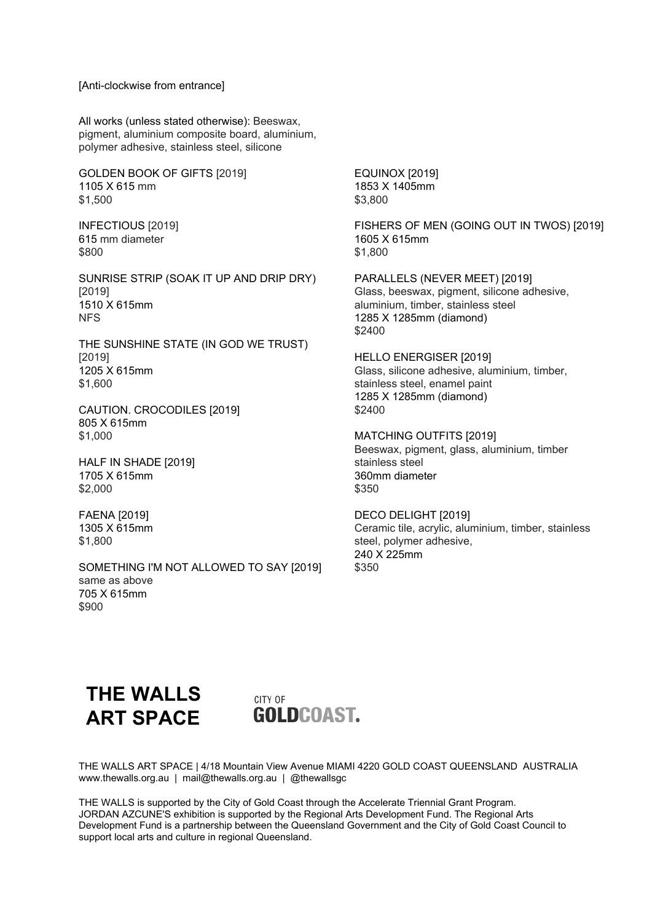[Anti-clockwise from entrance]

All works (unless stated otherwise): Beeswax, pigment, aluminium composite board, aluminium, polymer adhesive, stainless steel, silicone

GOLDEN BOOK OF GIFTS [2019]
1105 X 615 mm
$1,500

INFECTIOUS [2019]
615 mm diameter
$800

SUNRISE STRIP (SOAK IT UP AND DRIP DRY) [2019]
1510 X 615mm
NFS

THE SUNSHINE STATE (IN GOD WE TRUST) [2019]
1205 X 615mm
$1,600

CAUTION. CROCODILES [2019]
805 X 615mm
$1,000

HALF IN SHADE [2019]
1705 X 615mm
$2,000

FAENA [2019]
1305 X 615mm
$1,800

SOMETHING I'M NOT ALLOWED TO SAY [2019]
same as above
705 X 615mm
$900

EQUINOX [2019]
1853 X 1405mm
$3,800

FISHERS OF MEN (GOING OUT IN TWOS) [2019]
1605 X 615mm
$1,800

PARALLELS (NEVER MEET) [2019]
Glass, beeswax, pigment, silicone adhesive, aluminium, timber, stainless steel
1285 X 1285mm (diamond)
$2400

HELLO ENERGISER [2019]
Glass, silicone adhesive, aluminium, timber, stainless steel, enamel paint
1285 X 1285mm (diamond)
$2400

MATCHING OUTFITS [2019]
Beeswax, pigment, glass, aluminium, timber stainless steel
360mm diameter
$350

DECO DELIGHT [2019]
Ceramic tile, acrylic, aluminium, timber, stainless steel, polymer adhesive,
240 X 225mm
$350

**THE WALLS ART SPACE**

CITY OF **GOLDCOAST.**

THE WALLS ART SPACE | 4/18 Mountain View Avenue MIAMI 4220 GOLD COAST QUEENSLAND AUSTRALIA
www.thewalls.org.au | mail@thewalls.org.au | @thewallsgc

THE WALLS is supported by the City of Gold Coast through the Accelerate Triennial Grant Program.
JORDAN AZCUNE'S exhibition is supported by the Regional Arts Development Fund. The Regional Arts Development Fund is a partnership between the Queensland Government and the City of Gold Coast Council to support local arts and culture in regional Queensland.